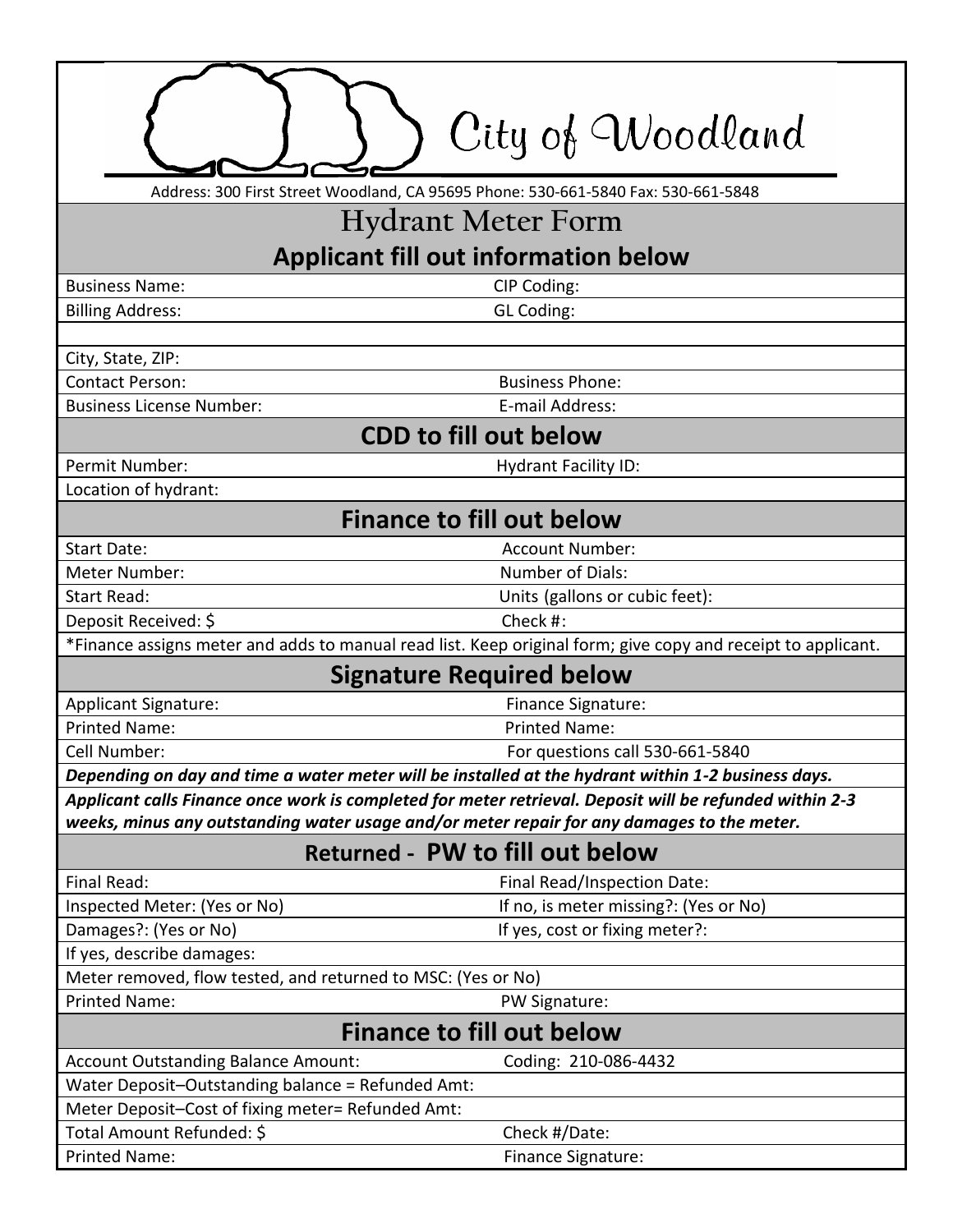# City of Woodland

Address: 300 First Street Woodland, CA 95695 Phone: 530-661-5840 Fax: 530-661-5848

## Hydrant Meter Form

### Applicant fill out information below

| | |
|---|---|
| Business Name: | CIP Coding: |
| Billing Address: | GL Coding: |
| | |
| City, State, ZIP: | |
| Contact Person: | Business Phone: |
| Business License Number: | E-mail Address: |

### CDD to fill out below

| | |
|---|---|
| Permit Number: | Hydrant Facility ID: |
| Location of hydrant: | |

### Finance to fill out below

| | |
|---|---|
| Start Date: | Account Number: |
| Meter Number: | Number of Dials: |
| Start Read: | Units (gallons or cubic feet): |
| Deposit Received: $ | Check #: |

*Finance assigns meter and adds to manual read list. Keep original form; give copy and receipt to applicant.

### Signature Required below

| | |
|---|---|
| Applicant Signature: | Finance Signature: |
| Printed Name: | Printed Name: |
| Cell Number: | For questions call 530-661-5840 |

***Depending on day and time a water meter will be installed at the hydrant within 1-2 business days.***

***Applicant calls Finance once work is completed for meter retrieval. Deposit will be refunded within 2-3 weeks, minus any outstanding water usage and/or meter repair for any damages to the meter.***

### Returned - PW to fill out below

| | |
|---|---|
| Final Read: | Final Read/Inspection Date: |
| Inspected Meter: (Yes or No) | If no, is meter missing?: (Yes or No) |
| Damages?: (Yes or No) | If yes, cost or fixing meter?: |
| If yes, describe damages: | |
| Meter removed, flow tested, and returned to MSC: (Yes or No) | |
| Printed Name: | PW Signature: |

### Finance to fill out below

| | |
|---|---|
| Account Outstanding Balance Amount: | Coding: 210-086-4432 |
| Water Deposit–Outstanding balance = Refunded Amt: | |
| Meter Deposit–Cost of fixing meter= Refunded Amt: | |
| Total Amount Refunded: $ | Check #/Date: |
| Printed Name: | Finance Signature: |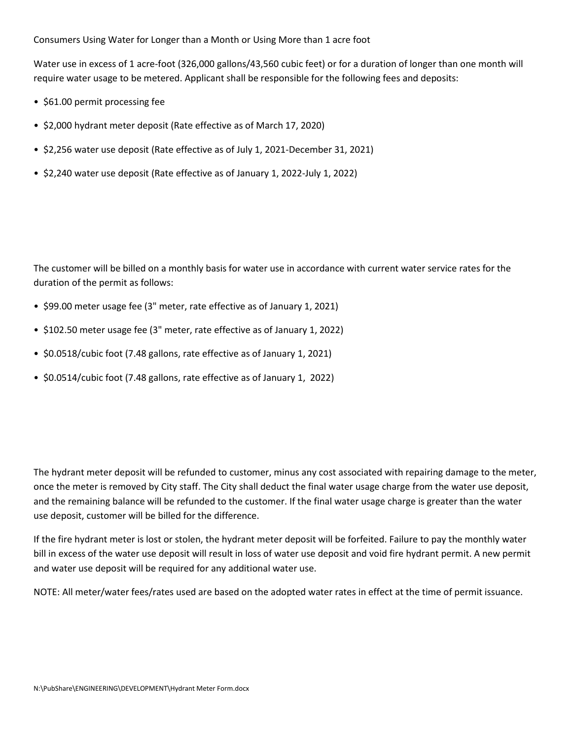Consumers Using Water for Longer than a Month or Using More than 1 acre foot

Water use in excess of 1 acre-foot (326,000 gallons/43,560 cubic feet) or for a duration of longer than one month will require water usage to be metered. Applicant shall be responsible for the following fees and deposits:

- $61.00 permit processing fee
- $2,000 hydrant meter deposit (Rate effective as of March 17, 2020)
- $2,256 water use deposit (Rate effective as of July 1, 2021-December 31, 2021)
- $2,240 water use deposit (Rate effective as of January 1, 2022-July 1, 2022)

The customer will be billed on a monthly basis for water use in accordance with current water service rates for the duration of the permit as follows:

- $99.00 meter usage fee (3" meter, rate effective as of January 1, 2021)
- $102.50 meter usage fee (3" meter, rate effective as of January 1, 2022)
- $0.0518/cubic foot (7.48 gallons, rate effective as of January 1, 2021)
- $0.0514/cubic foot (7.48 gallons, rate effective as of January 1, 2022)

The hydrant meter deposit will be refunded to customer, minus any cost associated with repairing damage to the meter, once the meter is removed by City staff. The City shall deduct the final water usage charge from the water use deposit, and the remaining balance will be refunded to the customer. If the final water usage charge is greater than the water use deposit, customer will be billed for the difference.

If the fire hydrant meter is lost or stolen, the hydrant meter deposit will be forfeited. Failure to pay the monthly water bill in excess of the water use deposit will result in loss of water use deposit and void fire hydrant permit. A new permit and water use deposit will be required for any additional water use.

NOTE: All meter/water fees/rates used are based on the adopted water rates in effect at the time of permit issuance.